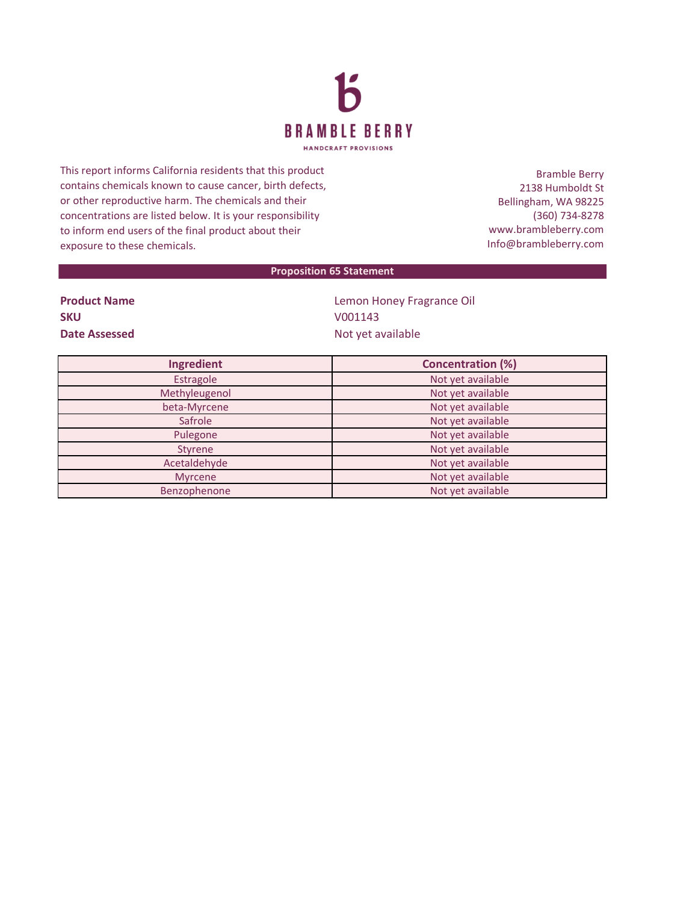**BRAMBLE BERRY**

HANDCRAFT PROVISIONS

This report informs California residents that this product contains chemicals known to cause cancer, birth defects, or other reproductive harm. The chemicals and their concentrations are listed below. It is your responsibility to inform end users of the final product about their exposure to these chemicals.

Bramble Berry
2138 Humboldt St
Bellingham, WA 98225
(360) 734-8278
www.brambleberry.com
Info@brambleberry.com

## Proposition 65 Statement

**Product Name** Lemon Honey Fragrance Oil
**SKU** V001143
**Date Assessed** Not yet available

| Ingredient | Concentration (%) |
|---|---|
| Estragole | Not yet available |
| Methyleugenol | Not yet available |
| beta-Myrcene | Not yet available |
| Safrole | Not yet available |
| Pulegone | Not yet available |
| Styrene | Not yet available |
| Acetaldehyde | Not yet available |
| Myrcene | Not yet available |
| Benzophenone | Not yet available |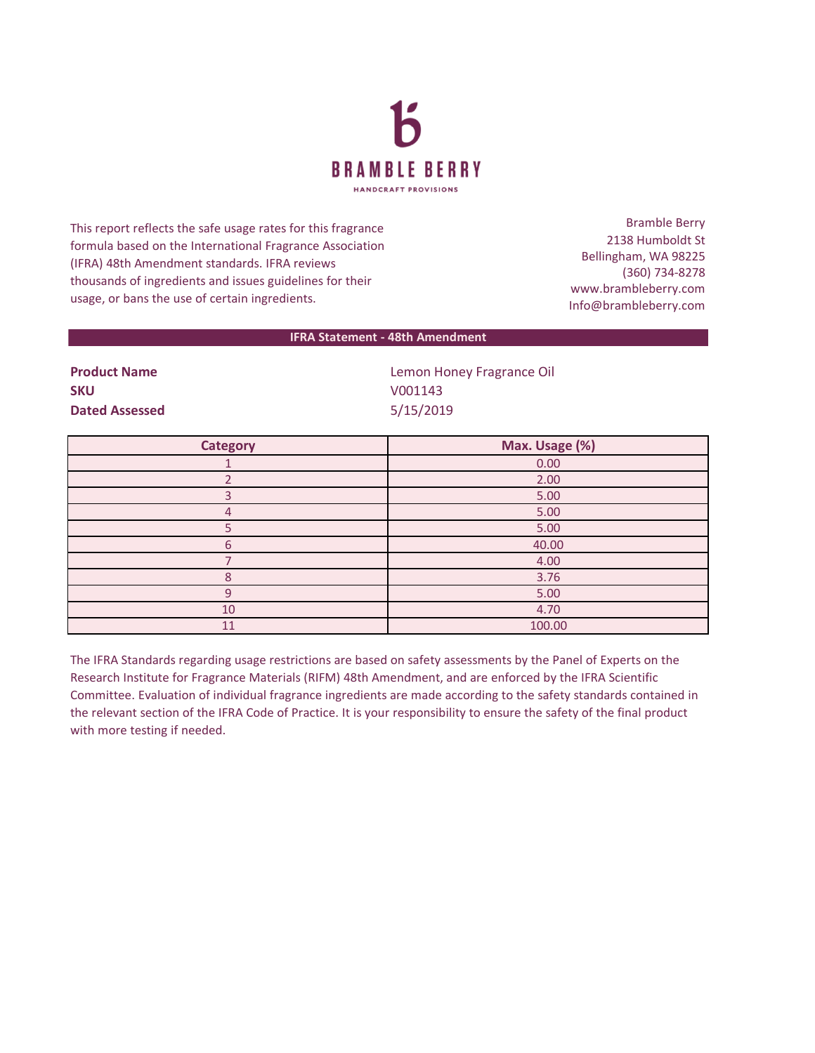**BRAMBLE BERRY**

HANDCRAFT PROVISIONS

This report reflects the safe usage rates for this fragrance formula based on the International Fragrance Association (IFRA) 48th Amendment standards. IFRA reviews thousands of ingredients and issues guidelines for their usage, or bans the use of certain ingredients.

Bramble Berry
2138 Humboldt St
Bellingham, WA 98225
(360) 734-8278
www.brambleberry.com
Info@brambleberry.com

## IFRA Statement - 48th Amendment

**Product Name** Lemon Honey Fragrance Oil
**SKU** V001143
**Dated Assessed** 5/15/2019

| Category | Max. Usage (%) |
|---|---|
| 1 | 0.00 |
| 2 | 2.00 |
| 3 | 5.00 |
| 4 | 5.00 |
| 5 | 5.00 |
| 6 | 40.00 |
| 7 | 4.00 |
| 8 | 3.76 |
| 9 | 5.00 |
| 10 | 4.70 |
| 11 | 100.00 |

The IFRA Standards regarding usage restrictions are based on safety assessments by the Panel of Experts on the Research Institute for Fragrance Materials (RIFM) 48th Amendment, and are enforced by the IFRA Scientific Committee. Evaluation of individual fragrance ingredients are made according to the safety standards contained in the relevant section of the IFRA Code of Practice. It is your responsibility to ensure the safety of the final product with more testing if needed.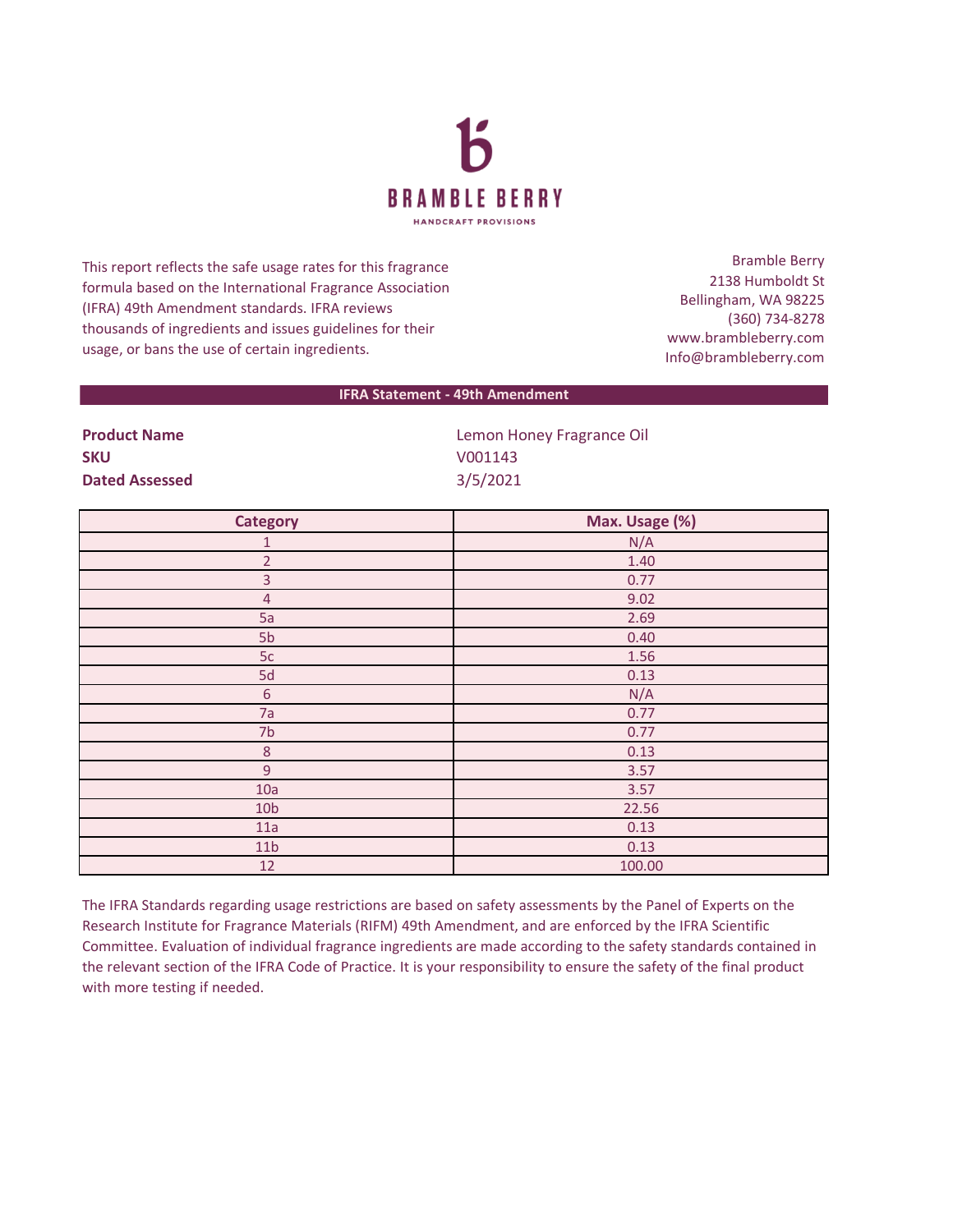# BRAMBLE BERRY

HANDCRAFT PROVISIONS

This report reflects the safe usage rates for this fragrance formula based on the International Fragrance Association (IFRA) 49th Amendment standards. IFRA reviews thousands of ingredients and issues guidelines for their usage, or bans the use of certain ingredients.

Bramble Berry
2138 Humboldt St
Bellingham, WA 98225
(360) 734-8278
www.brambleberry.com
Info@brambleberry.com

## IFRA Statement - 49th Amendment

**Product Name** Lemon Honey Fragrance Oil
**SKU** V001143
**Dated Assessed** 3/5/2021

| Category | Max. Usage (%) |
| --- | --- |
| 1 | N/A |
| 2 | 1.40 |
| 3 | 0.77 |
| 4 | 9.02 |
| 5a | 2.69 |
| 5b | 0.40 |
| 5c | 1.56 |
| 5d | 0.13 |
| 6 | N/A |
| 7a | 0.77 |
| 7b | 0.77 |
| 8 | 0.13 |
| 9 | 3.57 |
| 10a | 3.57 |
| 10b | 22.56 |
| 11a | 0.13 |
| 11b | 0.13 |
| 12 | 100.00 |

The IFRA Standards regarding usage restrictions are based on safety assessments by the Panel of Experts on the Research Institute for Fragrance Materials (RIFM) 49th Amendment, and are enforced by the IFRA Scientific Committee. Evaluation of individual fragrance ingredients are made according to the safety standards contained in the relevant section of the IFRA Code of Practice. It is your responsibility to ensure the safety of the final product with more testing if needed.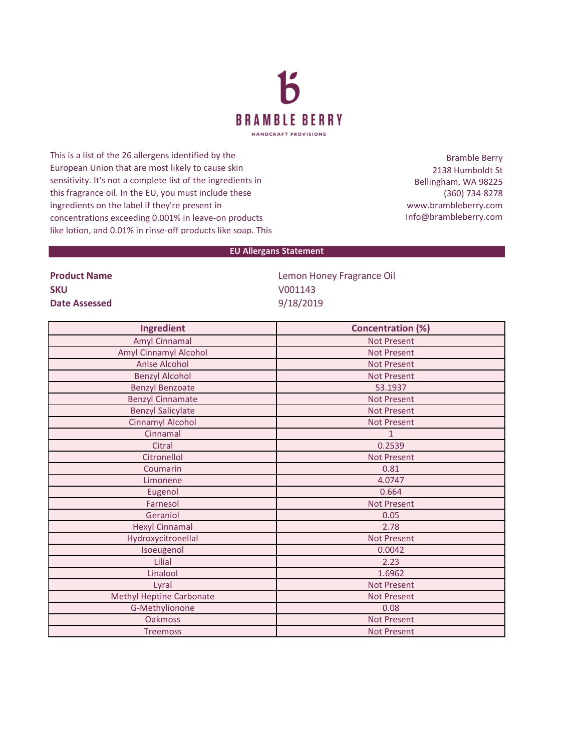# BRAMBLE BERRY

HANDCRAFT PROVISIONS

This is a list of the 26 allergens identified by the European Union that are most likely to cause skin sensitivity. It's not a complete list of the ingredients in this fragrance oil. In the EU, you must include these ingredients on the label if they're present in concentrations exceeding 0.001% in leave-on products like lotion, and 0.01% in rinse-off products like soap. This

Bramble Berry
2138 Humboldt St
Bellingham, WA 98225
(360) 734-8278
www.brambleberry.com
Info@brambleberry.com

## EU Allergans Statement

**Product Name** Lemon Honey Fragrance Oil
**SKU** V001143
**Date Assessed** 9/18/2019

| Ingredient | Concentration (%) |
|---|---|
| Amyl Cinnamal | Not Present |
| Amyl Cinnamyl Alcohol | Not Present |
| Anise Alcohol | Not Present |
| Benzyl Alcohol | Not Present |
| Benzyl Benzoate | 53.1937 |
| Benzyl Cinnamate | Not Present |
| Benzyl Salicylate | Not Present |
| Cinnamyl Alcohol | Not Present |
| Cinnamal | 1 |
| Citral | 0.2539 |
| Citronellol | Not Present |
| Coumarin | 0.81 |
| Limonene | 4.0747 |
| Eugenol | 0.664 |
| Farnesol | Not Present |
| Geraniol | 0.05 |
| Hexyl Cinnamal | 2.78 |
| Hydroxycitronellal | Not Present |
| Isoeugenol | 0.0042 |
| Lilial | 2.23 |
| Linalool | 1.6962 |
| Lyral | Not Present |
| Methyl Heptine Carbonate | Not Present |
| G-Methylionone | 0.08 |
| Oakmoss | Not Present |
| Treemoss | Not Present |